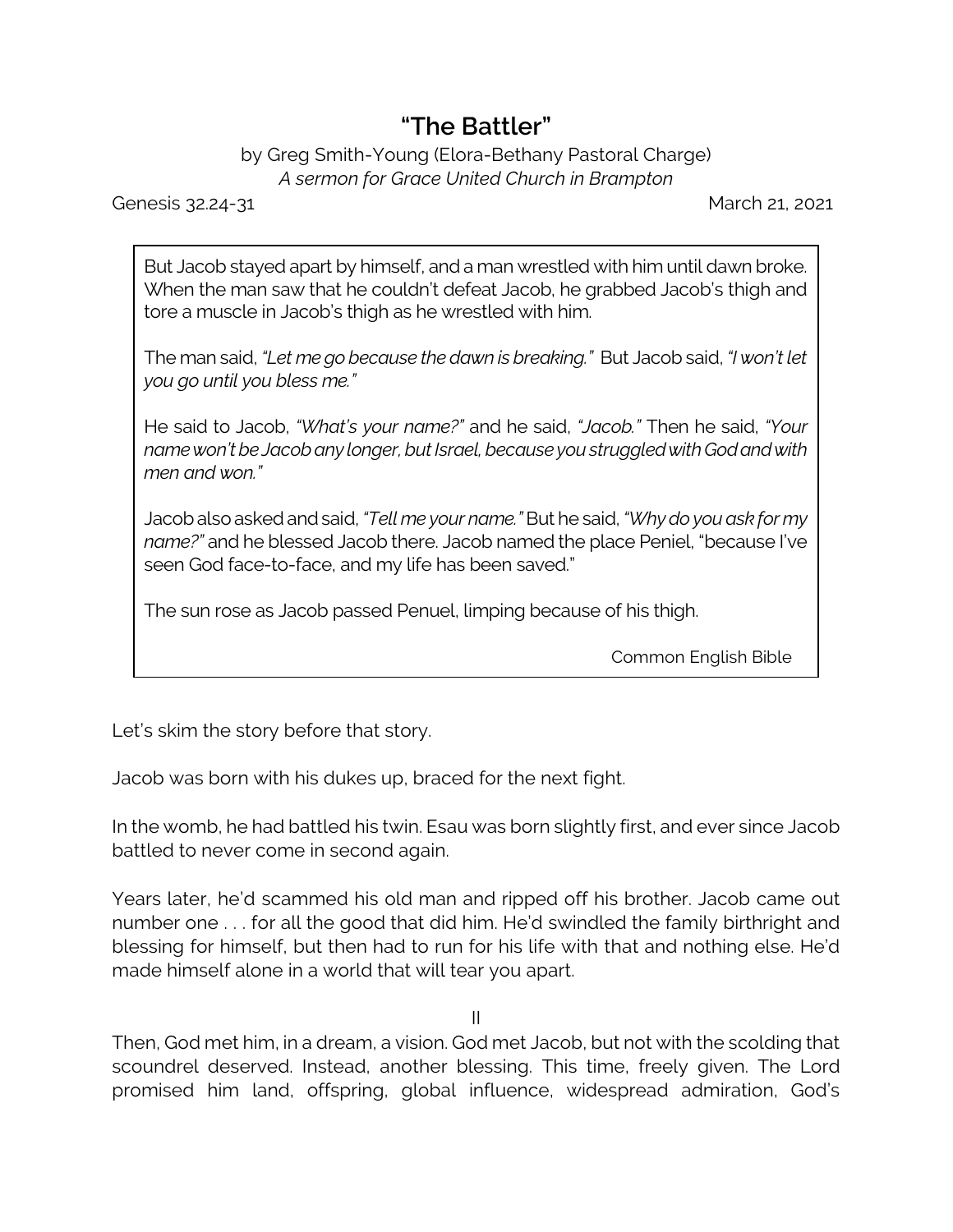# "The Battler"

by Greg Smith-Young (Elora-Bethany Pastoral Charge)

*A sermon for Grace United Church in Brampton*

Genesis 32.24-31 March 21, 2021

> But Jacob stayed apart by himself, and a man wrestled with him until dawn broke. When the man saw that he couldn't defeat Jacob, he grabbed Jacob's thigh and tore a muscle in Jacob's thigh as he wrestled with him.
>
> The man said, *"Let me go because the dawn is breaking."* But Jacob said, *"I won't let you go until you bless me."*
>
> He said to Jacob, *"What's your name?"* and he said, *"Jacob."* Then he said, *"Your name won't be Jacob any longer, but Israel, because you struggled with God and with men and won."*
>
> Jacob also asked and said, *"Tell me your name."* But he said, *"Why do you ask for my name?"* and he blessed Jacob there. Jacob named the place Peniel, "because I've seen God face-to-face, and my life has been saved."
>
> The sun rose as Jacob passed Penuel, limping because of his thigh.
>
> Common English Bible

Let's skim the story before that story.

Jacob was born with his dukes up, braced for the next fight.

In the womb, he had battled his twin. Esau was born slightly first, and ever since Jacob battled to never come in second again.

Years later, he'd scammed his old man and ripped off his brother. Jacob came out number one . . . for all the good that did him. He'd swindled the family birthright and blessing for himself, but then had to run for his life with that and nothing else. He'd made himself alone in a world that will tear you apart.

II

Then, God met him, in a dream, a vision. God met Jacob, but not with the scolding that scoundrel deserved. Instead, another blessing. This time, freely given. The Lord promised him land, offspring, global influence, widespread admiration, God's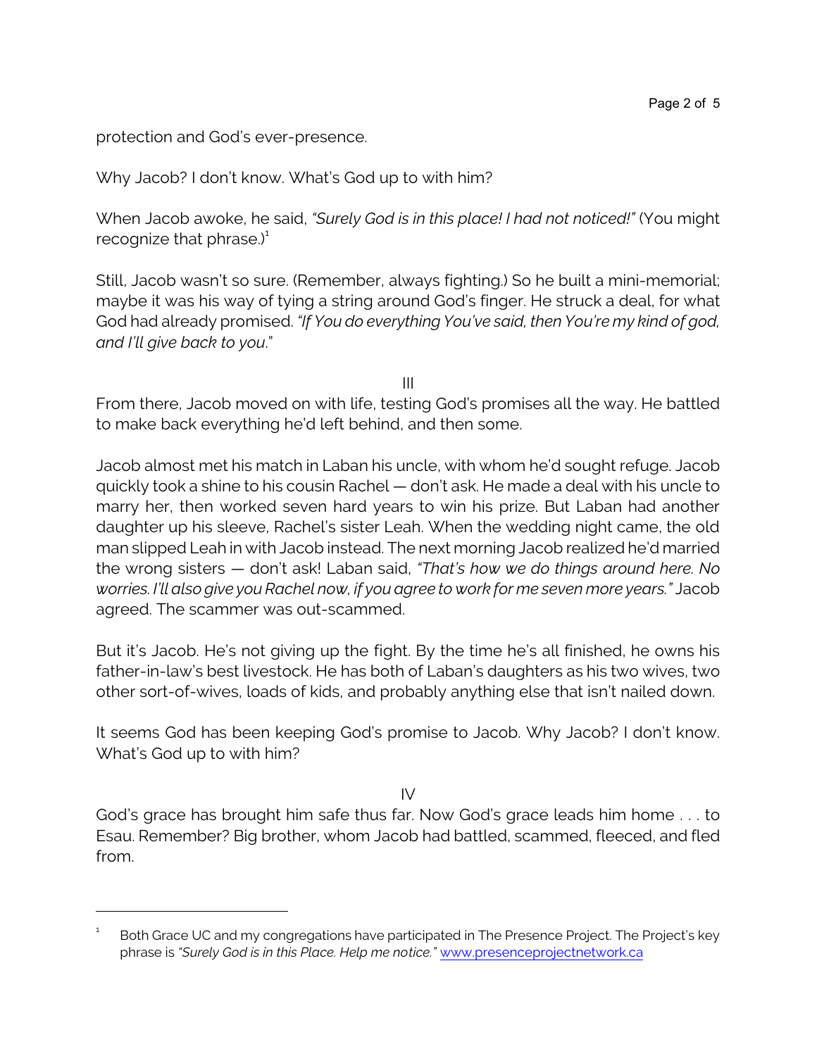protection and God's ever-presence.

Why Jacob? I don't know. What's God up to with him?

When Jacob awoke, he said, *"Surely God is in this place! I had not noticed!"* (You might recognize that phrase.)[1]

Still, Jacob wasn't so sure. (Remember, always fighting.) So he built a mini-memorial; maybe it was his way of tying a string around God's finger. He struck a deal, for what God had already promised. *"If You do everything You've said, then You're my kind of god, and I'll give back to you*."

III

From there, Jacob moved on with life, testing God's promises all the way. He battled to make back everything he'd left behind, and then some.

Jacob almost met his match in Laban his uncle, with whom he'd sought refuge. Jacob quickly took a shine to his cousin Rachel — don't ask. He made a deal with his uncle to marry her, then worked seven hard years to win his prize. But Laban had another daughter up his sleeve, Rachel's sister Leah. When the wedding night came, the old man slipped Leah in with Jacob instead. The next morning Jacob realized he'd married the wrong sisters — don't ask! Laban said, *"That's how we do things around here. No worries. I'll also give you Rachel now, if you agree to work for me seven more years."* Jacob agreed. The scammer was out-scammed.

But it's Jacob. He's not giving up the fight. By the time he's all finished, he owns his father-in-law's best livestock. He has both of Laban's daughters as his two wives, two other sort-of-wives, loads of kids, and probably anything else that isn't nailed down.

It seems God has been keeping God's promise to Jacob. Why Jacob? I don't know. What's God up to with him?

IV

God's grace has brought him safe thus far. Now God's grace leads him home . . . to Esau. Remember? Big brother, whom Jacob had battled, scammed, fleeced, and fled from.

---

[1] Both Grace UC and my congregations have participated in The Presence Project. The Project's key phrase is *"Surely God is in this Place. Help me notice."* www.presenceprojectnetwork.ca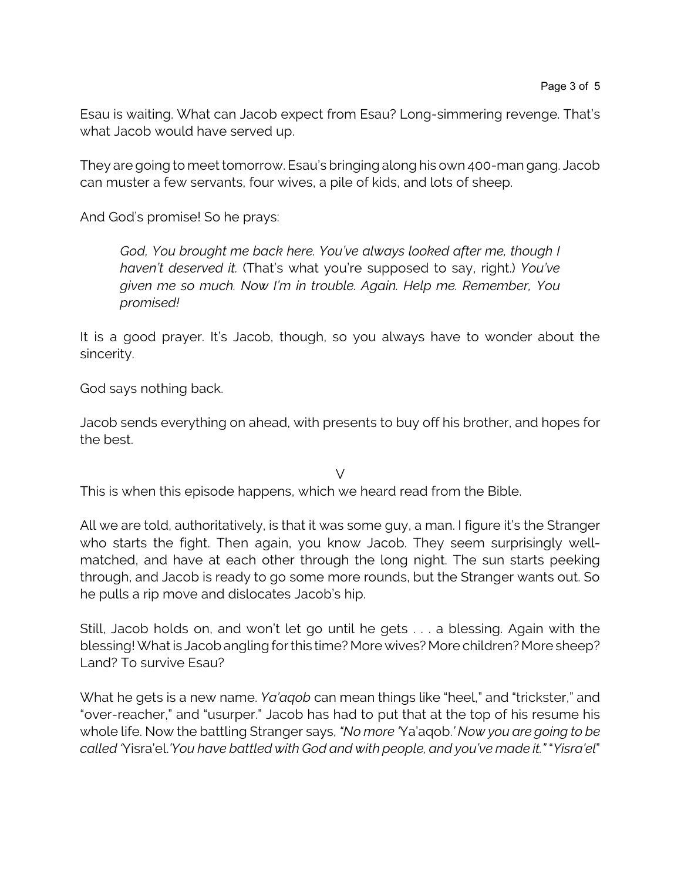Esau is waiting. What can Jacob expect from Esau? Long-simmering revenge. That's what Jacob would have served up.

They are going to meet tomorrow. Esau's bringing along his own 400-man gang. Jacob can muster a few servants, four wives, a pile of kids, and lots of sheep.

And God's promise! So he prays:

> *God, You brought me back here. You've always looked after me, though I haven't deserved it.* (That's what you're supposed to say, right.) *You've given me so much. Now I'm in trouble. Again. Help me. Remember, You promised!*

It is a good prayer. It's Jacob, though, so you always have to wonder about the sincerity.

God says nothing back.

Jacob sends everything on ahead, with presents to buy off his brother, and hopes for the best.

V

This is when this episode happens, which we heard read from the Bible.

All we are told, authoritatively, is that it was some guy, a man. I figure it's the Stranger who starts the fight. Then again, you know Jacob. They seem surprisingly well-matched, and have at each other through the long night. The sun starts peeking through, and Jacob is ready to go some more rounds, but the Stranger wants out. So he pulls a rip move and dislocates Jacob's hip.

Still, Jacob holds on, and won't let go until he gets . . . a blessing. Again with the blessing! What is Jacob angling for this time? More wives? More children? More sheep? Land? To survive Esau?

What he gets is a new name. *Ya'aqob* can mean things like "heel," and "trickster," and "over-reacher," and "usurper." Jacob has had to put that at the top of his resume his whole life. Now the battling Stranger says, *"No more '*Ya'aqob.*' Now you are going to be called '*Yisra'el.*' You have battled with God and with people, and you've made it."* "*Yisra'el*"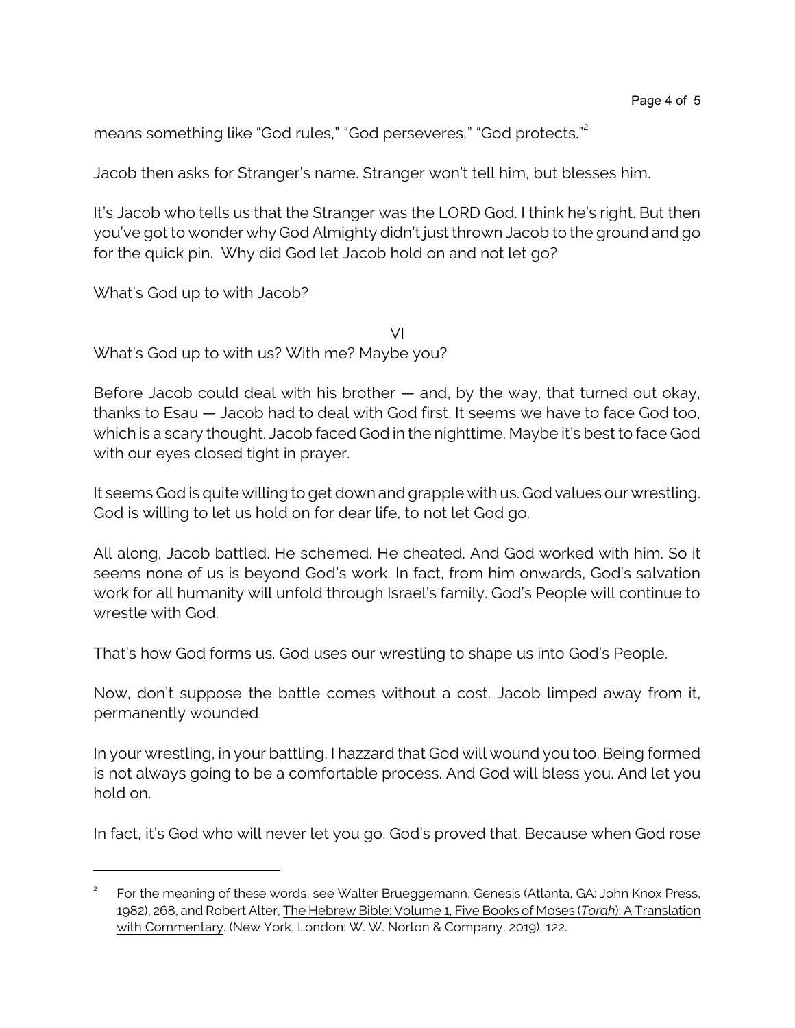means something like "God rules," "God perseveres," "God protects."[2]

Jacob then asks for Stranger's name. Stranger won't tell him, but blesses him.

It's Jacob who tells us that the Stranger was the LORD God. I think he's right. But then you've got to wonder why God Almighty didn't just thrown Jacob to the ground and go for the quick pin. Why did God let Jacob hold on and not let go?

What's God up to with Jacob?

VI

What's God up to with us? With me? Maybe you?

Before Jacob could deal with his brother — and, by the way, that turned out okay, thanks to Esau — Jacob had to deal with God first. It seems we have to face God too, which is a scary thought. Jacob faced God in the nighttime. Maybe it's best to face God with our eyes closed tight in prayer.

It seems God is quite willing to get down and grapple with us. God values our wrestling. God is willing to let us hold on for dear life, to not let God go.

All along, Jacob battled. He schemed. He cheated. And God worked with him. So it seems none of us is beyond God's work. In fact, from him onwards, God's salvation work for all humanity will unfold through Israel's family. God's People will continue to wrestle with God.

That's how God forms us. God uses our wrestling to shape us into God's People.

Now, don't suppose the battle comes without a cost. Jacob limped away from it, permanently wounded.

In your wrestling, in your battling, I hazzard that God will wound you too. Being formed is not always going to be a comfortable process. And God will bless you. And let you hold on.

In fact, it's God who will never let you go. God's proved that. Because when God rose

---

[2] For the meaning of these words, see Walter Brueggemann, Genesis (Atlanta, GA: John Knox Press, 1982), 268, and Robert Alter, The Hebrew Bible: Volume 1, Five Books of Moses (*Torah*): A Translation with Commentary. (New York, London: W. W. Norton & Company, 2019), 122.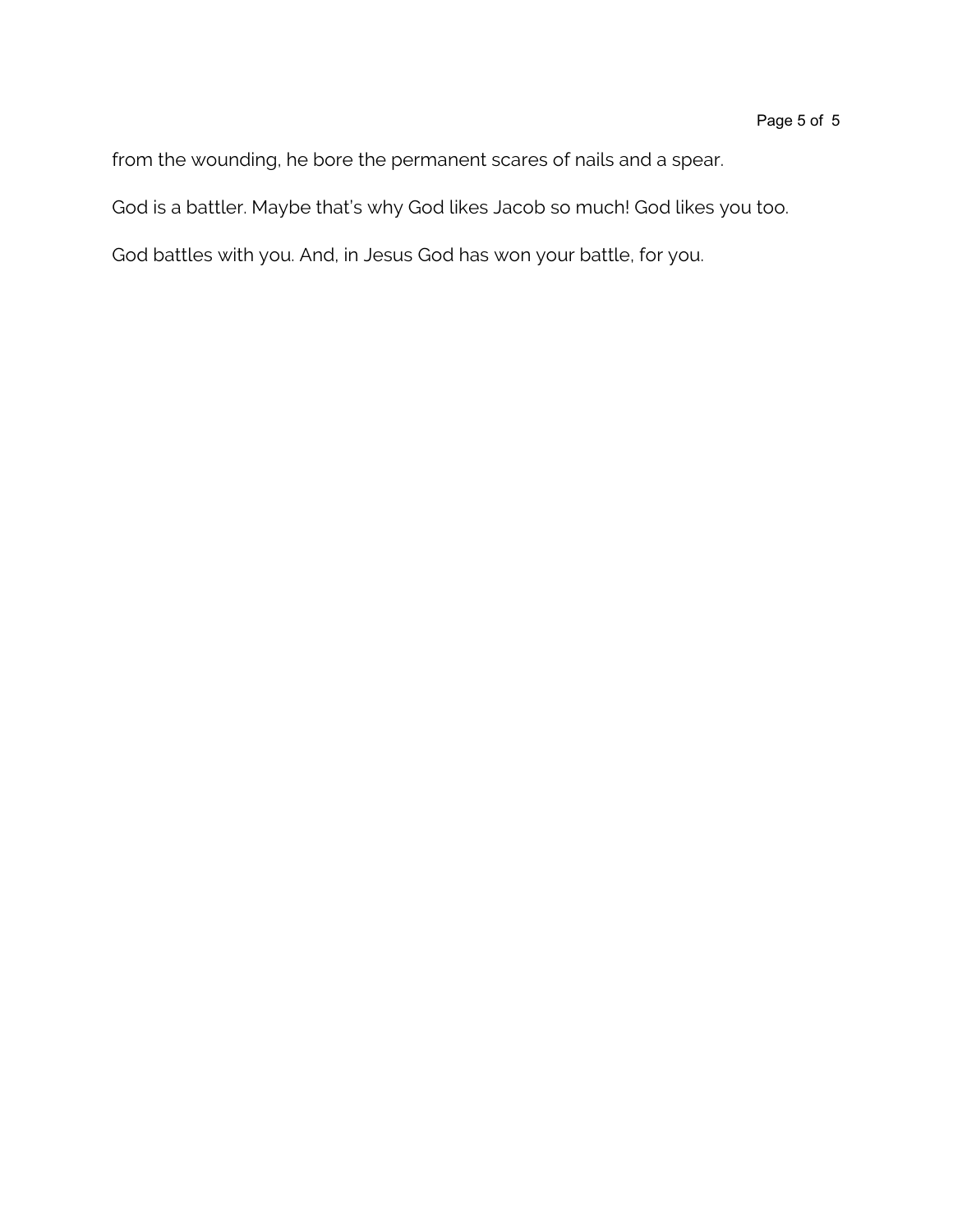from the wounding, he bore the permanent scares of nails and a spear.

God is a battler. Maybe that's why God likes Jacob so much! God likes you too.

God battles with you. And, in Jesus God has won your battle, for you.